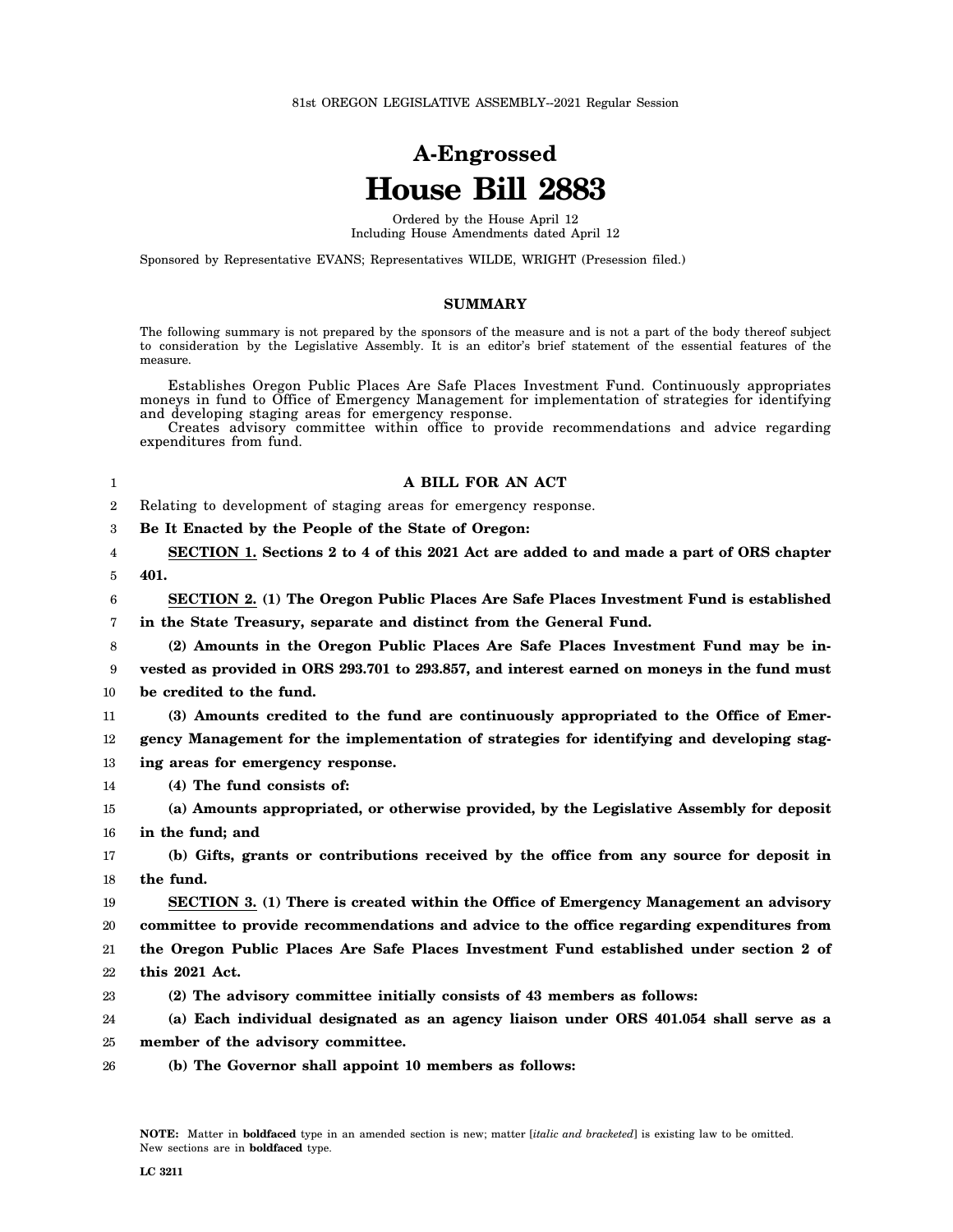81st OREGON LEGISLATIVE ASSEMBLY--2021 Regular Session

# A-Engrossed
# House Bill 2883

Ordered by the House April 12
Including House Amendments dated April 12

Sponsored by Representative EVANS; Representatives WILDE, WRIGHT (Presession filed.)

## SUMMARY

The following summary is not prepared by the sponsors of the measure and is not a part of the body thereof subject to consideration by the Legislative Assembly. It is an editor's brief statement of the essential features of the measure.

Establishes Oregon Public Places Are Safe Places Investment Fund. Continuously appropriates moneys in fund to Office of Emergency Management for implementation of strategies for identifying and developing staging areas for emergency response.

Creates advisory committee within office to provide recommendations and advice regarding expenditures from fund.

**A BILL FOR AN ACT**

Relating to development of staging areas for emergency response.

**Be It Enacted by the People of the State of Oregon:**

**SECTION 1. Sections 2 to 4 of this 2021 Act are added to and made a part of ORS chapter 401.**

**SECTION 2. (1) The Oregon Public Places Are Safe Places Investment Fund is established in the State Treasury, separate and distinct from the General Fund.**

**(2) Amounts in the Oregon Public Places Are Safe Places Investment Fund may be invested as provided in ORS 293.701 to 293.857, and interest earned on moneys in the fund must be credited to the fund.**

**(3) Amounts credited to the fund are continuously appropriated to the Office of Emergency Management for the implementation of strategies for identifying and developing staging areas for emergency response.**

**(4) The fund consists of:**

**(a) Amounts appropriated, or otherwise provided, by the Legislative Assembly for deposit in the fund; and**

**(b) Gifts, grants or contributions received by the office from any source for deposit in the fund.**

**SECTION 3. (1) There is created within the Office of Emergency Management an advisory committee to provide recommendations and advice to the office regarding expenditures from the Oregon Public Places Are Safe Places Investment Fund established under section 2 of this 2021 Act.**

**(2) The advisory committee initially consists of 43 members as follows:**

**(a) Each individual designated as an agency liaison under ORS 401.054 shall serve as a member of the advisory committee.**

**(b) The Governor shall appoint 10 members as follows:**

**NOTE:** Matter in **boldfaced** type in an amended section is new; matter [*italic and bracketed*] is existing law to be omitted. New sections are in **boldfaced** type.

LC 3211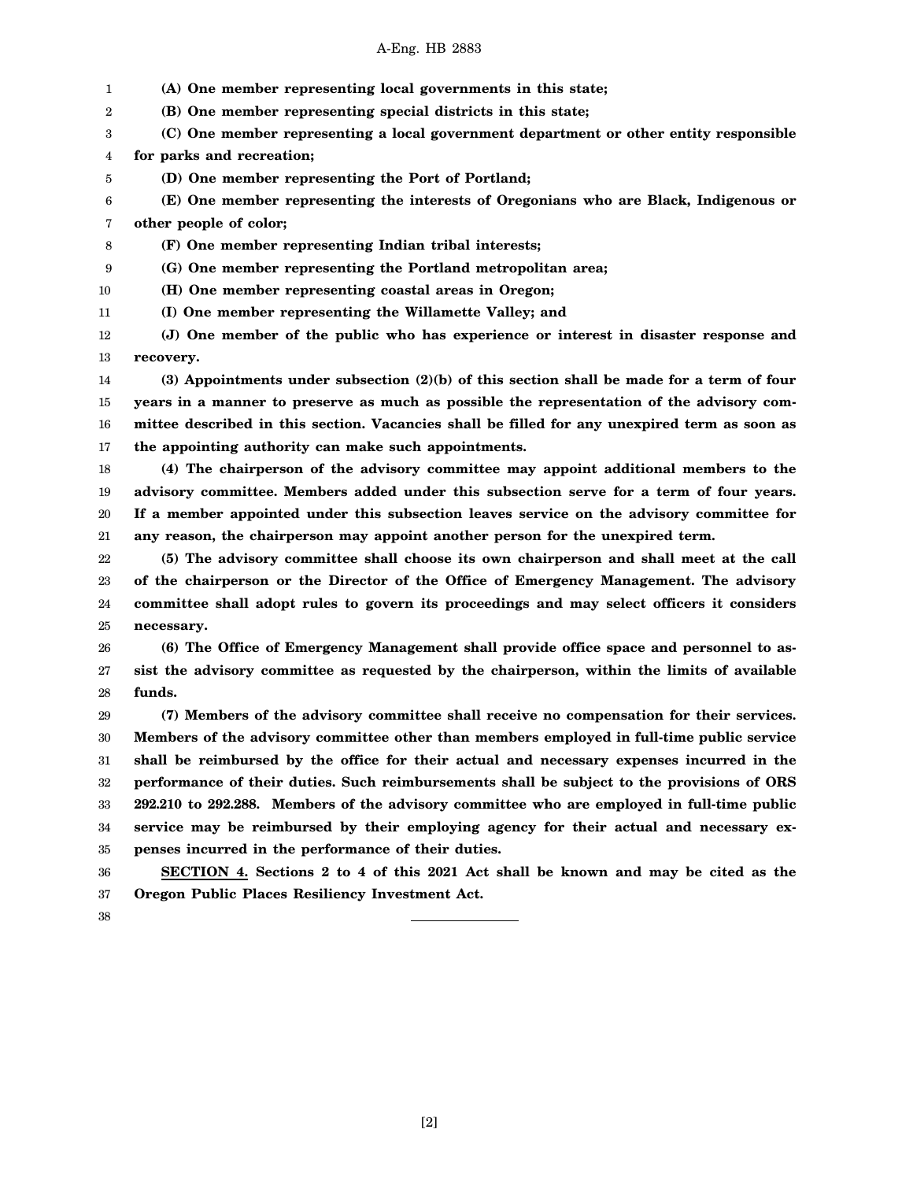**(A) One member representing local governments in this state;**

**(B) One member representing special districts in this state;**

**(C) One member representing a local government department or other entity responsible for parks and recreation;**

**(D) One member representing the Port of Portland;**

**(E) One member representing the interests of Oregonians who are Black, Indigenous or other people of color;**

**(F) One member representing Indian tribal interests;**

**(G) One member representing the Portland metropolitan area;**

**(H) One member representing coastal areas in Oregon;**

**(I) One member representing the Willamette Valley; and**

**(J) One member of the public who has experience or interest in disaster response and recovery.**

**(3) Appointments under subsection (2)(b) of this section shall be made for a term of four years in a manner to preserve as much as possible the representation of the advisory committee described in this section. Vacancies shall be filled for any unexpired term as soon as the appointing authority can make such appointments.**

**(4) The chairperson of the advisory committee may appoint additional members to the advisory committee. Members added under this subsection serve for a term of four years. If a member appointed under this subsection leaves service on the advisory committee for any reason, the chairperson may appoint another person for the unexpired term.**

**(5) The advisory committee shall choose its own chairperson and shall meet at the call of the chairperson or the Director of the Office of Emergency Management. The advisory committee shall adopt rules to govern its proceedings and may select officers it considers necessary.**

**(6) The Office of Emergency Management shall provide office space and personnel to assist the advisory committee as requested by the chairperson, within the limits of available funds.**

**(7) Members of the advisory committee shall receive no compensation for their services. Members of the advisory committee other than members employed in full-time public service shall be reimbursed by the office for their actual and necessary expenses incurred in the performance of their duties. Such reimbursements shall be subject to the provisions of ORS 292.210 to 292.288. Members of the advisory committee who are employed in full-time public service may be reimbursed by their employing agency for their actual and necessary expenses incurred in the performance of their duties.**

**SECTION 4. Sections 2 to 4 of this 2021 Act shall be known and may be cited as the Oregon Public Places Resiliency Investment Act.**